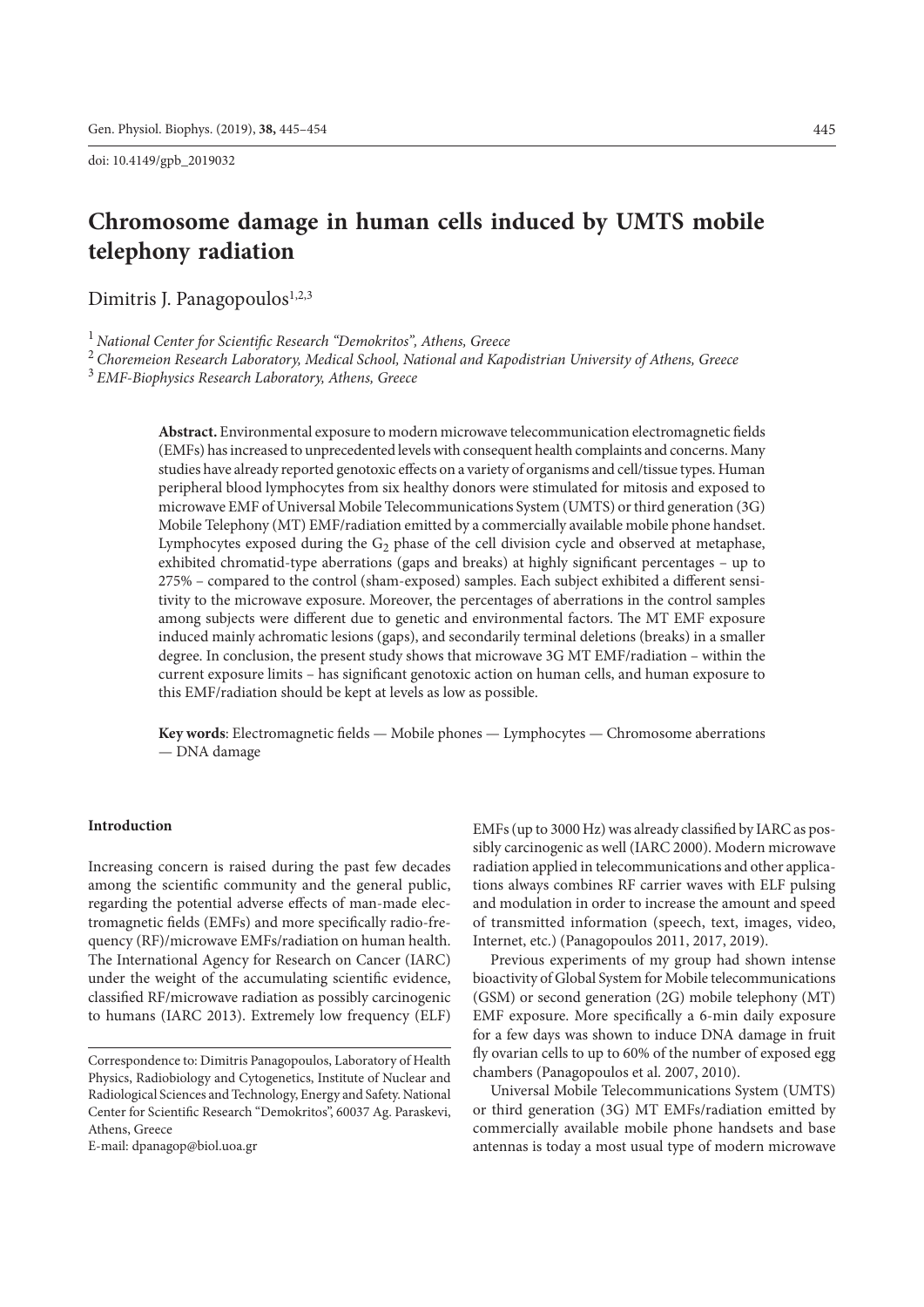doi: 10.4149/gpb_2019032

# Chromosome damage in human cells induced by UMTS mobile telephony radiation

Dimitris J. Panagopoulos[1,2,3]

[1] *National Center for Scientific Research "Demokritos", Athens, Greece*
[2] *Choremeion Research Laboratory, Medical School, National and Kapodistrian University of Athens, Greece*
[3] *EMF-Biophysics Research Laboratory, Athens, Greece*

**Abstract.** Environmental exposure to modern microwave telecommunication electromagnetic fields (EMFs) has increased to unprecedented levels with consequent health complaints and concerns. Many studies have already reported genotoxic effects on a variety of organisms and cell/tissue types. Human peripheral blood lymphocytes from six healthy donors were stimulated for mitosis and exposed to microwave EMF of Universal Mobile Telecommunications System (UMTS) or third generation (3G) Mobile Telephony (MT) EMF/radiation emitted by a commercially available mobile phone handset. Lymphocytes exposed during the $G_2$ phase of the cell division cycle and observed at metaphase, exhibited chromatid-type aberrations (gaps and breaks) at highly significant percentages – up to 275% – compared to the control (sham-exposed) samples. Each subject exhibited a different sensitivity to the microwave exposure. Moreover, the percentages of aberrations in the control samples among subjects were different due to genetic and environmental factors. The MT EMF exposure induced mainly achromatic lesions (gaps), and secondarily terminal deletions (breaks) in a smaller degree. In conclusion, the present study shows that microwave 3G MT EMF/radiation – within the current exposure limits – has significant genotoxic action on human cells, and human exposure to this EMF/radiation should be kept at levels as low as possible.

**Key words**: Electromagnetic fields — Mobile phones — Lymphocytes — Chromosome aberrations — DNA damage

## Introduction

Increasing concern is raised during the past few decades among the scientific community and the general public, regarding the potential adverse effects of man-made electromagnetic fields (EMFs) and more specifically radio-frequency (RF)/microwave EMFs/radiation on human health. The International Agency for Research on Cancer (IARC) under the weight of the accumulating scientific evidence, classified RF/microwave radiation as possibly carcinogenic to humans (IARC 2013). Extremely low frequency (ELF) EMFs (up to 3000 Hz) was already classified by IARC as possibly carcinogenic as well (IARC 2000). Modern microwave radiation applied in telecommunications and other applications always combines RF carrier waves with ELF pulsing and modulation in order to increase the amount and speed of transmitted information (speech, text, images, video, Internet, etc.) (Panagopoulos 2011, 2017, 2019).

Previous experiments of my group had shown intense bioactivity of Global System for Mobile telecommunications (GSM) or second generation (2G) mobile telephony (MT) EMF exposure. More specifically a 6-min daily exposure for a few days was shown to induce DNA damage in fruit fly ovarian cells to up to 60% of the number of exposed egg chambers (Panagopoulos et al. 2007, 2010).

Universal Mobile Telecommunications System (UMTS) or third generation (3G) MT EMFs/radiation emitted by commercially available mobile phone handsets and base antennas is today a most usual type of modern microwave

Correspondence to: Dimitris Panagopoulos, Laboratory of Health Physics, Radiobiology and Cytogenetics, Institute of Nuclear and Radiological Sciences and Technology, Energy and Safety. National Center for Scientific Research "Demokritos", 60037 Ag. Paraskevi, Athens, Greece
E-mail: dpanagop@biol.uoa.gr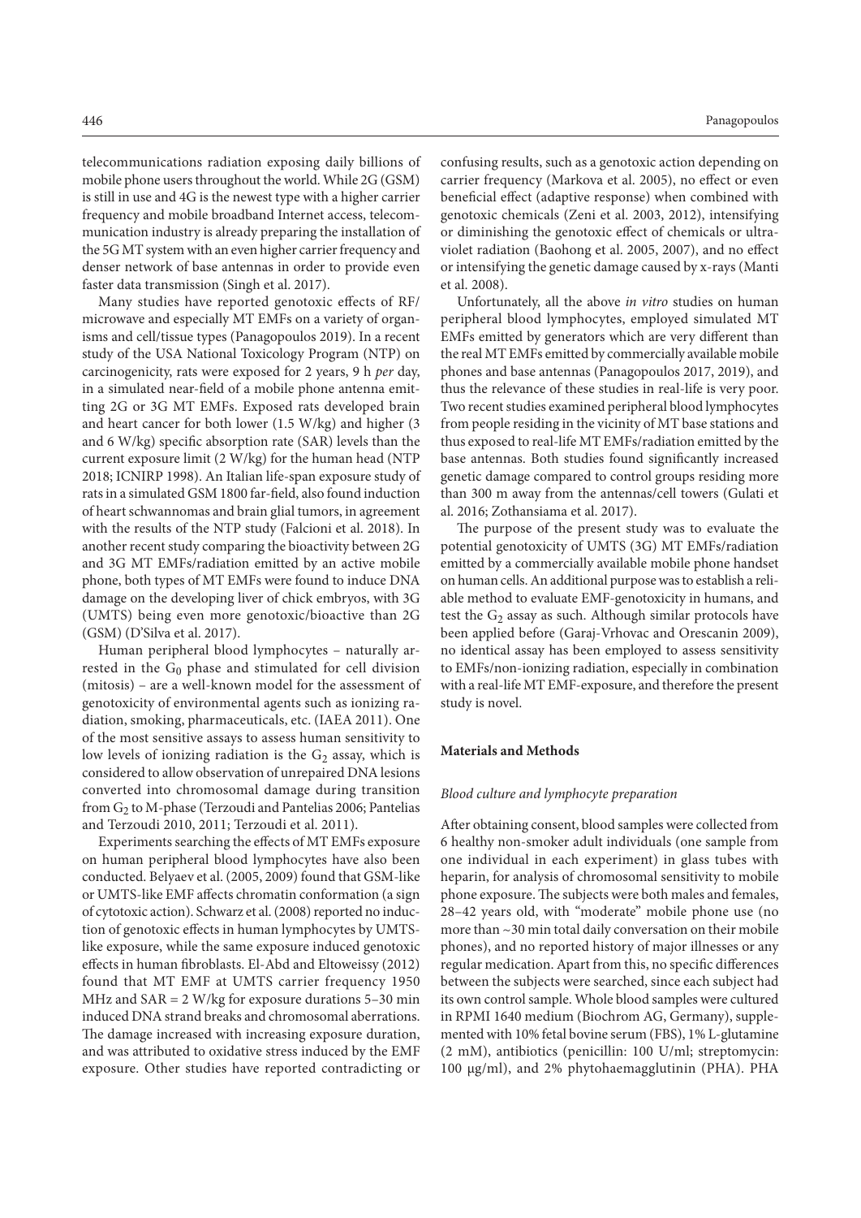telecommunications radiation exposing daily billions of mobile phone users throughout the world. While 2G (GSM) is still in use and 4G is the newest type with a higher carrier frequency and mobile broadband Internet access, telecommunication industry is already preparing the installation of the 5G MT system with an even higher carrier frequency and denser network of base antennas in order to provide even faster data transmission (Singh et al. 2017).

Many studies have reported genotoxic effects of RF/microwave and especially MT EMFs on a variety of organisms and cell/tissue types (Panagopoulos 2019). In a recent study of the USA National Toxicology Program (NTP) on carcinogenicity, rats were exposed for 2 years, 9 h *per* day, in a simulated near-field of a mobile phone antenna emitting 2G or 3G MT EMFs. Exposed rats developed brain and heart cancer for both lower (1.5 W/kg) and higher (3 and 6 W/kg) specific absorption rate (SAR) levels than the current exposure limit (2 W/kg) for the human head (NTP 2018; ICNIRP 1998). An Italian life-span exposure study of rats in a simulated GSM 1800 far-field, also found induction of heart schwannomas and brain glial tumors, in agreement with the results of the NTP study (Falcioni et al. 2018). In another recent study comparing the bioactivity between 2G and 3G MT EMFs/radiation emitted by an active mobile phone, both types of MT EMFs were found to induce DNA damage on the developing liver of chick embryos, with 3G (UMTS) being even more genotoxic/bioactive than 2G (GSM) (D'Silva et al. 2017).

Human peripheral blood lymphocytes – naturally arrested in the $G_0$ phase and stimulated for cell division (mitosis) – are a well-known model for the assessment of genotoxicity of environmental agents such as ionizing radiation, smoking, pharmaceuticals, etc. (IAEA 2011). One of the most sensitive assays to assess human sensitivity to low levels of ionizing radiation is the $G_2$ assay, which is considered to allow observation of unrepaired DNA lesions converted into chromosomal damage during transition from $G_2$ to M-phase (Terzoudi and Pantelias 2006; Pantelias and Terzoudi 2010, 2011; Terzoudi et al. 2011).

Experiments searching the effects of MT EMFs exposure on human peripheral blood lymphocytes have also been conducted. Belyaev et al. (2005, 2009) found that GSM-like or UMTS-like EMF affects chromatin conformation (a sign of cytotoxic action). Schwarz et al. (2008) reported no induction of genotoxic effects in human lymphocytes by UMTS-like exposure, while the same exposure induced genotoxic effects in human fibroblasts. El-Abd and Eltoweissy (2012) found that MT EMF at UMTS carrier frequency 1950 MHz and SAR = 2 W/kg for exposure durations 5–30 min induced DNA strand breaks and chromosomal aberrations. The damage increased with increasing exposure duration, and was attributed to oxidative stress induced by the EMF exposure. Other studies have reported contradicting or confusing results, such as a genotoxic action depending on carrier frequency (Markova et al. 2005), no effect or even beneficial effect (adaptive response) when combined with genotoxic chemicals (Zeni et al. 2003, 2012), intensifying or diminishing the genotoxic effect of chemicals or ultraviolet radiation (Baohong et al. 2005, 2007), and no effect or intensifying the genetic damage caused by x-rays (Manti et al. 2008).

Unfortunately, all the above *in vitro* studies on human peripheral blood lymphocytes, employed simulated MT EMFs emitted by generators which are very different than the real MT EMFs emitted by commercially available mobile phones and base antennas (Panagopoulos 2017, 2019), and thus the relevance of these studies in real-life is very poor. Two recent studies examined peripheral blood lymphocytes from people residing in the vicinity of MT base stations and thus exposed to real-life MT EMFs/radiation emitted by the base antennas. Both studies found significantly increased genetic damage compared to control groups residing more than 300 m away from the antennas/cell towers (Gulati et al. 2016; Zothansiama et al. 2017).

The purpose of the present study was to evaluate the potential genotoxicity of UMTS (3G) MT EMFs/radiation emitted by a commercially available mobile phone handset on human cells. An additional purpose was to establish a reliable method to evaluate EMF-genotoxicity in humans, and test the $G_2$ assay as such. Although similar protocols have been applied before (Garaj-Vrhovac and Orescanin 2009), no identical assay has been employed to assess sensitivity to EMFs/non-ionizing radiation, especially in combination with a real-life MT EMF-exposure, and therefore the present study is novel.

## Materials and Methods

### *Blood culture and lymphocyte preparation*

After obtaining consent, blood samples were collected from 6 healthy non-smoker adult individuals (one sample from one individual in each experiment) in glass tubes with heparin, for analysis of chromosomal sensitivity to mobile phone exposure. The subjects were both males and females, 28–42 years old, with "moderate" mobile phone use (no more than ~30 min total daily conversation on their mobile phones), and no reported history of major illnesses or any regular medication. Apart from this, no specific differences between the subjects were searched, since each subject had its own control sample. Whole blood samples were cultured in RPMI 1640 medium (Biochrom AG, Germany), supplemented with 10% fetal bovine serum (FBS), 1% L-glutamine (2 mM), antibiotics (penicillin: 100 U/ml; streptomycin: 100 μg/ml), and 2% phytohaemagglutinin (PHA). PHA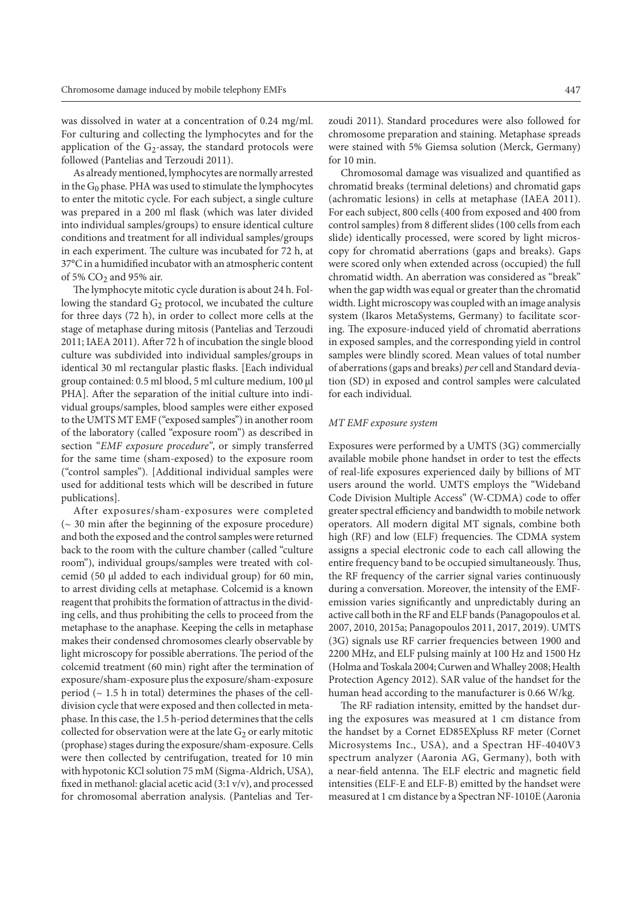was dissolved in water at a concentration of 0.24 mg/ml. For culturing and collecting the lymphocytes and for the application of the $G_2$-assay, the standard protocols were followed (Pantelias and Terzoudi 2011).

As already mentioned, lymphocytes are normally arrested in the $G_0$ phase. PHA was used to stimulate the lymphocytes to enter the mitotic cycle. For each subject, a single culture was prepared in a 200 ml flask (which was later divided into individual samples/groups) to ensure identical culture conditions and treatment for all individual samples/groups in each experiment. The culture was incubated for 72 h, at 37°C in a humidified incubator with an atmospheric content of 5% $CO_2$ and 95% air.

The lymphocyte mitotic cycle duration is about 24 h. Following the standard $G_2$ protocol, we incubated the culture for three days (72 h), in order to collect more cells at the stage of metaphase during mitosis (Pantelias and Terzoudi 2011; IAEA 2011). After 72 h of incubation the single blood culture was subdivided into individual samples/groups in identical 30 ml rectangular plastic flasks. [Each individual group contained: 0.5 ml blood, 5 ml culture medium, 100 μl PHA]. After the separation of the initial culture into individual groups/samples, blood samples were either exposed to the UMTS MT EMF ("exposed samples") in another room of the laboratory (called "exposure room") as described in section "*EMF exposure procedure*", or simply transferred for the same time (sham-exposed) to the exposure room ("control samples"). [Additional individual samples were used for additional tests which will be described in future publications].

After exposures/sham-exposures were completed (~ 30 min after the beginning of the exposure procedure) and both the exposed and the control samples were returned back to the room with the culture chamber (called "culture room"), individual groups/samples were treated with colcemid (50 μl added to each individual group) for 60 min, to arrest dividing cells at metaphase. Colcemid is a known reagent that prohibits the formation of attractus in the dividing cells, and thus prohibiting the cells to proceed from the metaphase to the anaphase. Keeping the cells in metaphase makes their condensed chromosomes clearly observable by light microscopy for possible aberrations. The period of the colcemid treatment (60 min) right after the termination of exposure/sham-exposure plus the exposure/sham-exposure period (~ 1.5 h in total) determines the phases of the cell-division cycle that were exposed and then collected in metaphase. In this case, the 1.5 h-period determines that the cells collected for observation were at the late $G_2$ or early mitotic (prophase) stages during the exposure/sham-exposure. Cells were then collected by centrifugation, treated for 10 min with hypotonic KCl solution 75 mM (Sigma-Aldrich, USA), fixed in methanol: glacial acetic acid (3:1 v/v), and processed for chromosomal aberration analysis. (Pantelias and Terzoudi 2011). Standard procedures were also followed for chromosome preparation and staining. Metaphase spreads were stained with 5% Giemsa solution (Merck, Germany) for 10 min.

Chromosomal damage was visualized and quantified as chromatid breaks (terminal deletions) and chromatid gaps (achromatic lesions) in cells at metaphase (IAEA 2011). For each subject, 800 cells (400 from exposed and 400 from control samples) from 8 different slides (100 cells from each slide) identically processed, were scored by light microscopy for chromatid aberrations (gaps and breaks). Gaps were scored only when extended across (occupied) the full chromatid width. An aberration was considered as "break" when the gap width was equal or greater than the chromatid width. Light microscopy was coupled with an image analysis system (Ikaros MetaSystems, Germany) to facilitate scoring. The exposure-induced yield of chromatid aberrations in exposed samples, and the corresponding yield in control samples were blindly scored. Mean values of total number of aberrations (gaps and breaks) *per* cell and Standard deviation (SD) in exposed and control samples were calculated for each individual.

### *MT EMF exposure system*

Exposures were performed by a UMTS (3G) commercially available mobile phone handset in order to test the effects of real-life exposures experienced daily by billions of MT users around the world. UMTS employs the "Wideband Code Division Multiple Access" (W-CDMA) code to offer greater spectral efficiency and bandwidth to mobile network operators. All modern digital MT signals, combine both high (RF) and low (ELF) frequencies. The CDMA system assigns a special electronic code to each call allowing the entire frequency band to be occupied simultaneously. Thus, the RF frequency of the carrier signal varies continuously during a conversation. Moreover, the intensity of the EMF-emission varies significantly and unpredictably during an active call both in the RF and ELF bands (Panagopoulos et al. 2007, 2010, 2015a; Panagopoulos 2011, 2017, 2019). UMTS (3G) signals use RF carrier frequencies between 1900 and 2200 MHz, and ELF pulsing mainly at 100 Hz and 1500 Hz (Holma and Toskala 2004; Curwen and Whalley 2008; Health Protection Agency 2012). SAR value of the handset for the human head according to the manufacturer is 0.66 W/kg.

The RF radiation intensity, emitted by the handset during the exposures was measured at 1 cm distance from the handset by a Cornet ED85EXpluss RF meter (Cornet Microsystems Inc., USA), and a Spectran HF-4040V3 spectrum analyzer (Aaronia AG, Germany), both with a near-field antenna. The ELF electric and magnetic field intensities (ELF-E and ELF-B) emitted by the handset were measured at 1 cm distance by a Spectran NF-1010E (Aaronia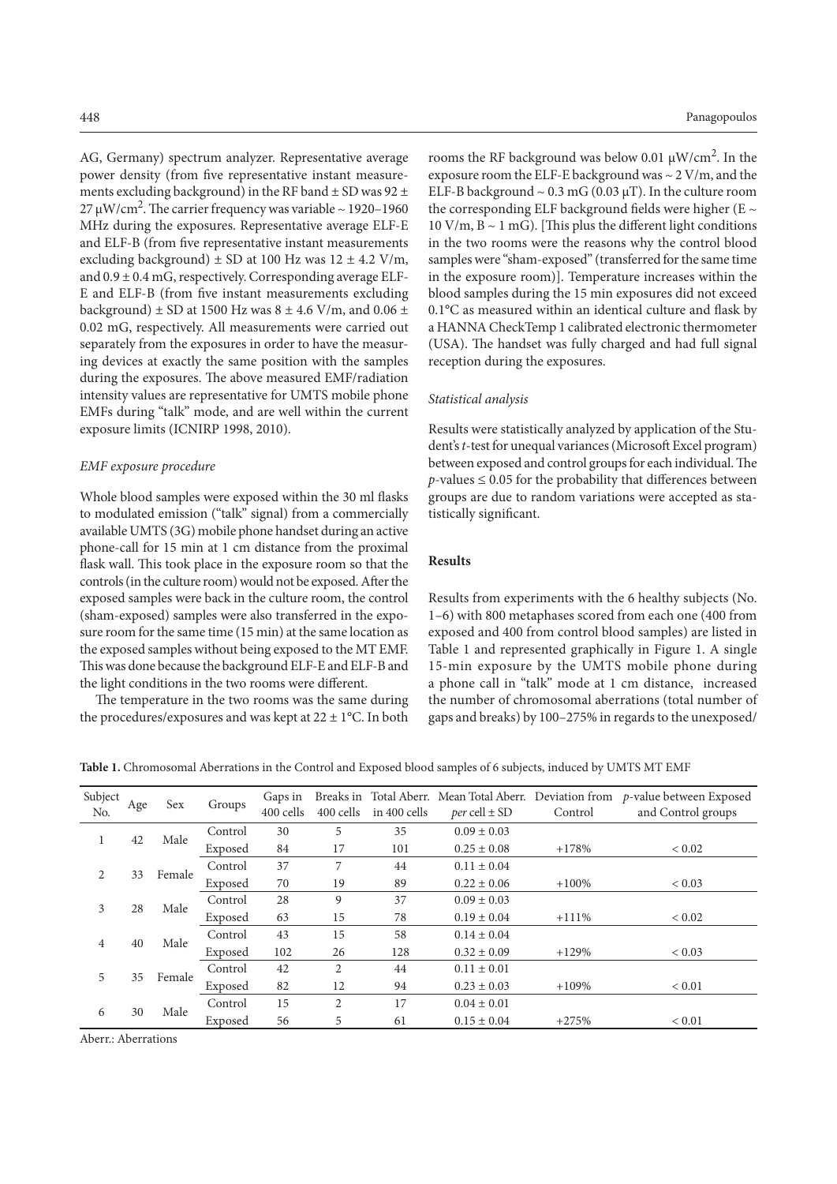AG, Germany) spectrum analyzer. Representative average power density (from five representative instant measurements excluding background) in the RF band ± SD was 92 ± 27 μW/cm$^2$. The carrier frequency was variable ~ 1920–1960 MHz during the exposures. Representative average ELF-E and ELF-B (from five representative instant measurements excluding background) ± SD at 100 Hz was 12 ± 4.2 V/m, and 0.9 ± 0.4 mG, respectively. Corresponding average ELF-E and ELF-B (from five instant measurements excluding background) ± SD at 1500 Hz was 8 ± 4.6 V/m, and 0.06 ± 0.02 mG, respectively. All measurements were carried out separately from the exposures in order to have the measuring devices at exactly the same position with the samples during the exposures. The above measured EMF/radiation intensity values are representative for UMTS mobile phone EMFs during "talk" mode, and are well within the current exposure limits (ICNIRP 1998, 2010).

### *EMF exposure procedure*

Whole blood samples were exposed within the 30 ml flasks to modulated emission ("talk" signal) from a commercially available UMTS (3G) mobile phone handset during an active phone-call for 15 min at 1 cm distance from the proximal flask wall. This took place in the exposure room so that the controls (in the culture room) would not be exposed. After the exposed samples were back in the culture room, the control (sham-exposed) samples were also transferred in the exposure room for the same time (15 min) at the same location as the exposed samples without being exposed to the MT EMF. This was done because the background ELF-E and ELF-B and the light conditions in the two rooms were different.

The temperature in the two rooms was the same during the procedures/exposures and was kept at 22 ± 1°C. In both rooms the RF background was below 0.01 μW/cm$^2$. In the exposure room the ELF-E background was ~ 2 V/m, and the ELF-B background ~ 0.3 mG (0.03 μT). In the culture room the corresponding ELF background fields were higher (E ~ 10 V/m, B ~ 1 mG). [This plus the different light conditions in the two rooms were the reasons why the control blood samples were "sham-exposed" (transferred for the same time in the exposure room)]. Temperature increases within the blood samples during the 15 min exposures did not exceed 0.1°C as measured within an identical culture and flask by a HANNA CheckTemp 1 calibrated electronic thermometer (USA). The handset was fully charged and had full signal reception during the exposures.

### *Statistical analysis*

Results were statistically analyzed by application of the Student's *t*-test for unequal variances (Microsoft Excel program) between exposed and control groups for each individual. The $p$-values ≤ 0.05 for the probability that differences between groups are due to random variations were accepted as statistically significant.

## Results

Results from experiments with the 6 healthy subjects (No. 1–6) with 800 metaphases scored from each one (400 from exposed and 400 from control blood samples) are listed in Table 1 and represented graphically in Figure 1. A single 15-min exposure by the UMTS mobile phone during a phone call in "talk" mode at 1 cm distance, increased the number of chromosomal aberrations (total number of gaps and breaks) by 100–275% in regards to the unexposed/

**Table 1.** Chromosomal Aberrations in the Control and Exposed blood samples of 6 subjects, induced by UMTS MT EMF

| Subject No. | Age | Sex | Groups | Gaps in 400 cells | Breaks in 400 cells | Total Aberr. in 400 cells | Mean Total Aberr. *per* cell ± SD | Deviation from Control | *p*-value between Exposed and Control groups |
|---|---|---|---|---|---|---|---|---|---|
| 1 | 42 | Male | Control | 30 | 5 | 35 | 0.09 ± 0.03 | | |
| | | | Exposed | 84 | 17 | 101 | 0.25 ± 0.08 | +178% | < 0.02 |
| 2 | 33 | Female | Control | 37 | 7 | 44 | 0.11 ± 0.04 | | |
| | | | Exposed | 70 | 19 | 89 | 0.22 ± 0.06 | +100% | < 0.03 |
| 3 | 28 | Male | Control | 28 | 9 | 37 | 0.09 ± 0.03 | | |
| | | | Exposed | 63 | 15 | 78 | 0.19 ± 0.04 | +111% | < 0.02 |
| 4 | 40 | Male | Control | 43 | 15 | 58 | 0.14 ± 0.04 | | |
| | | | Exposed | 102 | 26 | 128 | 0.32 ± 0.09 | +129% | < 0.03 |
| 5 | 35 | Female | Control | 42 | 2 | 44 | 0.11 ± 0.01 | | |
| | | | Exposed | 82 | 12 | 94 | 0.23 ± 0.03 | +109% | < 0.01 |
| 6 | 30 | Male | Control | 15 | 2 | 17 | 0.04 ± 0.01 | | |
| | | | Exposed | 56 | 5 | 61 | 0.15 ± 0.04 | +275% | < 0.01 |

Aberr.: Aberrations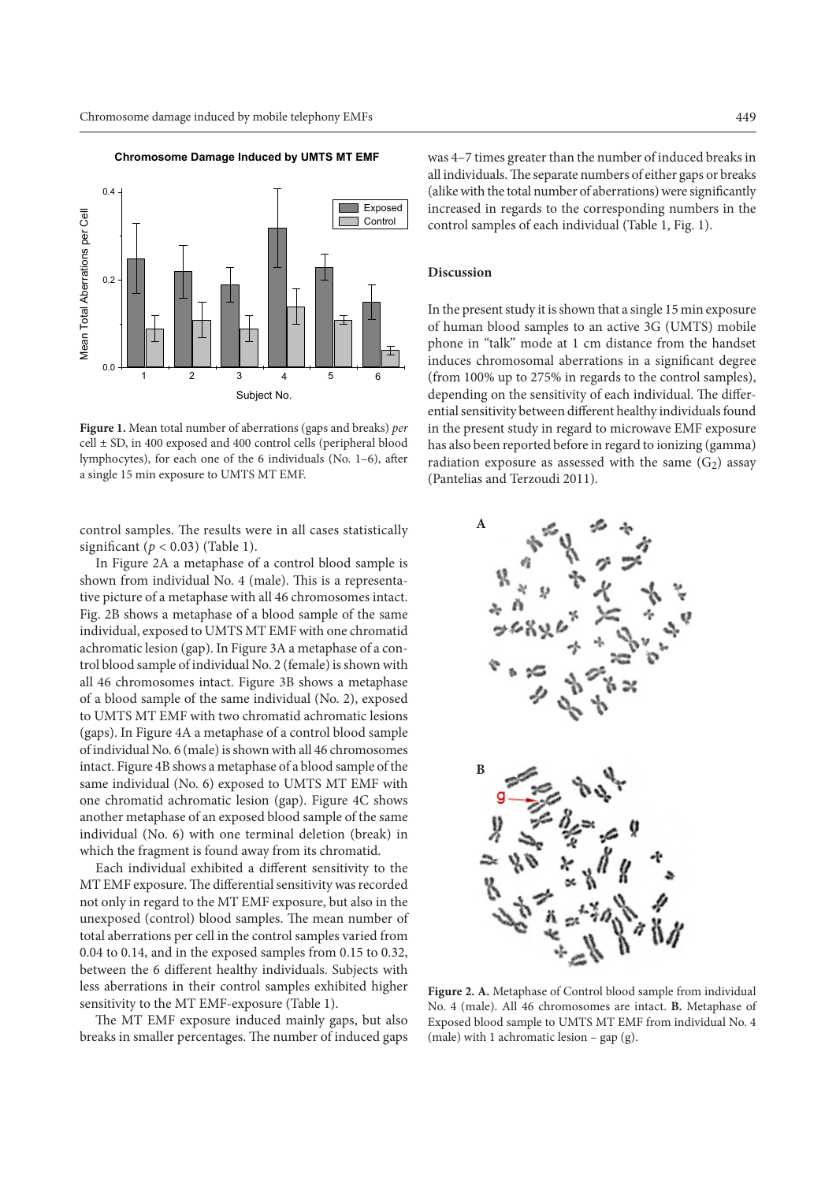Figure 1. Mean total number of aberrations (gaps and breaks) *per* cell ± SD, in 400 exposed and 400 control cells (peripheral blood lymphocytes), for each one of the 6 individuals (No. 1–6), after a single 15 min exposure to UMTS MT EMF.

control samples. The results were in all cases statistically significant ($p < 0.03$) (Table 1).

In Figure 2A a metaphase of a control blood sample is shown from individual No. 4 (male). This is a representative picture of a metaphase with all 46 chromosomes intact. Fig. 2B shows a metaphase of a blood sample of the same individual, exposed to UMTS MT EMF with one chromatid achromatic lesion (gap). In Figure 3A a metaphase of a control blood sample of individual No. 2 (female) is shown with all 46 chromosomes intact. Figure 3B shows a metaphase of a blood sample of the same individual (No. 2), exposed to UMTS MT EMF with two chromatid achromatic lesions (gaps). In Figure 4A a metaphase of a control blood sample of individual No. 6 (male) is shown with all 46 chromosomes intact. Figure 4B shows a metaphase of a blood sample of the same individual (No. 6) exposed to UMTS MT EMF with one chromatid achromatic lesion (gap). Figure 4C shows another metaphase of an exposed blood sample of the same individual (No. 6) with one terminal deletion (break) in which the fragment is found away from its chromatid.

Each individual exhibited a different sensitivity to the MT EMF exposure. The differential sensitivity was recorded not only in regard to the MT EMF exposure, but also in the unexposed (control) blood samples. The mean number of total aberrations per cell in the control samples varied from 0.04 to 0.14, and in the exposed samples from 0.15 to 0.32, between the 6 different healthy individuals. Subjects with less aberrations in their control samples exhibited higher sensitivity to the MT EMF-exposure (Table 1).

The MT EMF exposure induced mainly gaps, but also breaks in smaller percentages. The number of induced gaps was 4–7 times greater than the number of induced breaks in all individuals. The separate numbers of either gaps or breaks (alike with the total number of aberrations) were significantly increased in regards to the corresponding numbers in the control samples of each individual (Table 1, Fig. 1).

## Discussion

In the present study it is shown that a single 15 min exposure of human blood samples to an active 3G (UMTS) mobile phone in "talk" mode at 1 cm distance from the handset induces chromosomal aberrations in a significant degree (from 100% up to 275% in regards to the control samples), depending on the sensitivity of each individual. The differential sensitivity between different healthy individuals found in the present study in regard to microwave EMF exposure has also been reported before in regard to ionizing (gamma) radiation exposure as assessed with the same ($G_2$) assay (Pantelias and Terzoudi 2011).

Figure 2. A. Metaphase of Control blood sample from individual No. 4 (male). All 46 chromosomes are intact. B. Metaphase of Exposed blood sample to UMTS MT EMF from individual No. 4 (male) with 1 achromatic lesion – gap (g).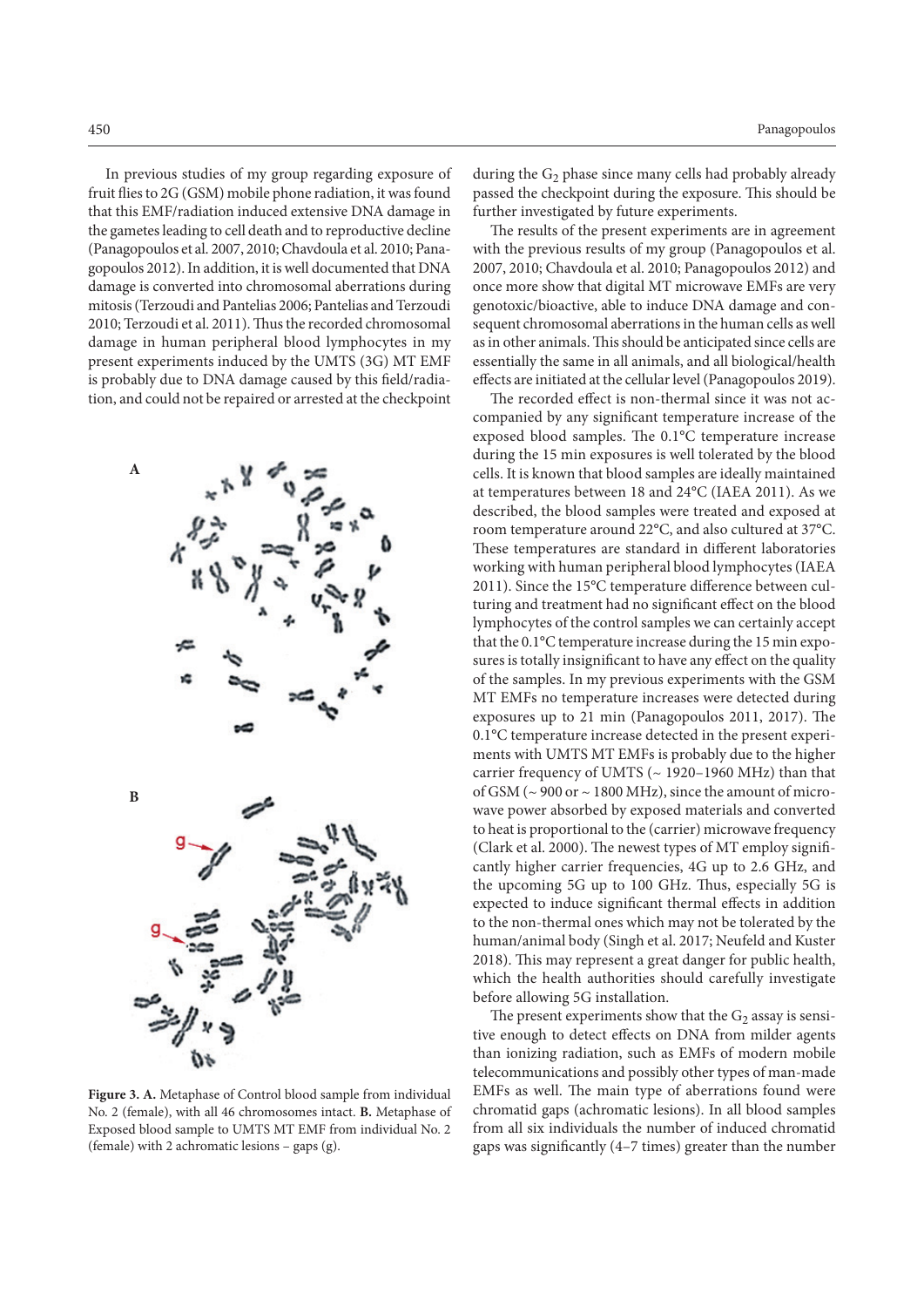In previous studies of my group regarding exposure of fruit flies to 2G (GSM) mobile phone radiation, it was found that this EMF/radiation induced extensive DNA damage in the gametes leading to cell death and to reproductive decline (Panagopoulos et al. 2007, 2010; Chavdoula et al. 2010; Panagopoulos 2012). In addition, it is well documented that DNA damage is converted into chromosomal aberrations during mitosis (Terzoudi and Pantelias 2006; Pantelias and Terzoudi 2010; Terzoudi et al. 2011). Thus the recorded chromosomal damage in human peripheral blood lymphocytes in my present experiments induced by the UMTS (3G) MT EMF is probably due to DNA damage caused by this field/radiation, and could not be repaired or arrested at the checkpoint during the $G_2$ phase since many cells had probably already passed the checkpoint during the exposure. This should be further investigated by future experiments.

The results of the present experiments are in agreement with the previous results of my group (Panagopoulos et al. 2007, 2010; Chavdoula et al. 2010; Panagopoulos 2012) and once more show that digital MT microwave EMFs are very genotoxic/bioactive, able to induce DNA damage and consequent chromosomal aberrations in the human cells as well as in other animals. This should be anticipated since cells are essentially the same in all animals, and all biological/health effects are initiated at the cellular level (Panagopoulos 2019).

The recorded effect is non-thermal since it was not accompanied by any significant temperature increase of the exposed blood samples. The 0.1°C temperature increase during the 15 min exposures is well tolerated by the blood cells. It is known that blood samples are ideally maintained at temperatures between 18 and 24°C (IAEA 2011). As we described, the blood samples were treated and exposed at room temperature around 22°C, and also cultured at 37°C. These temperatures are standard in different laboratories working with human peripheral blood lymphocytes (IAEA 2011). Since the 15°C temperature difference between culturing and treatment had no significant effect on the blood lymphocytes of the control samples we can certainly accept that the 0.1°C temperature increase during the 15 min exposures is totally insignificant to have any effect on the quality of the samples. In my previous experiments with the GSM MT EMFs no temperature increases were detected during exposures up to 21 min (Panagopoulos 2011, 2017). The 0.1°C temperature increase detected in the present experiments with UMTS MT EMFs is probably due to the higher carrier frequency of UMTS (~ 1920–1960 MHz) than that of GSM (~ 900 or ~ 1800 MHz), since the amount of microwave power absorbed by exposed materials and converted to heat is proportional to the (carrier) microwave frequency (Clark et al. 2000). The newest types of MT employ significantly higher carrier frequencies, 4G up to 2.6 GHz, and the upcoming 5G up to 100 GHz. Thus, especially 5G is expected to induce significant thermal effects in addition to the non-thermal ones which may not be tolerated by the human/animal body (Singh et al. 2017; Neufeld and Kuster 2018). This may represent a great danger for public health, which the health authorities should carefully investigate before allowing 5G installation.

The present experiments show that the $G_2$ assay is sensitive enough to detect effects on DNA from milder agents than ionizing radiation, such as EMFs of modern mobile telecommunications and possibly other types of man-made EMFs as well. The main type of aberrations found were chromatid gaps (achromatic lesions). In all blood samples from all six individuals the number of induced chromatid gaps was significantly (4–7 times) greater than the number

**Figure 3. A.** Metaphase of Control blood sample from individual No. 2 (female), with all 46 chromosomes intact. **B.** Metaphase of Exposed blood sample to UMTS MT EMF from individual No. 2 (female) with 2 achromatic lesions – gaps (g).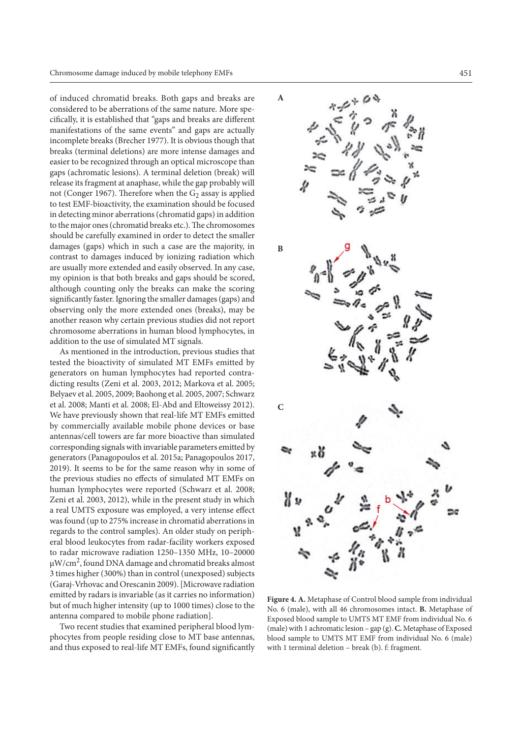of induced chromatid breaks. Both gaps and breaks are considered to be aberrations of the same nature. More specifically, it is established that "gaps and breaks are different manifestations of the same events" and gaps are actually incomplete breaks (Brecher 1977). It is obvious though that breaks (terminal deletions) are more intense damages and easier to be recognized through an optical microscope than gaps (achromatic lesions). A terminal deletion (break) will release its fragment at anaphase, while the gap probably will not (Conger 1967). Therefore when the $G_2$ assay is applied to test EMF-bioactivity, the examination should be focused in detecting minor aberrations (chromatid gaps) in addition to the major ones (chromatid breaks etc.). The chromosomes should be carefully examined in order to detect the smaller damages (gaps) which in such a case are the majority, in contrast to damages induced by ionizing radiation which are usually more extended and easily observed. In any case, my opinion is that both breaks and gaps should be scored, although counting only the breaks can make the scoring significantly faster. Ignoring the smaller damages (gaps) and observing only the more extended ones (breaks), may be another reason why certain previous studies did not report chromosome aberrations in human blood lymphocytes, in addition to the use of simulated MT signals.

As mentioned in the introduction, previous studies that tested the bioactivity of simulated MT EMFs emitted by generators on human lymphocytes had reported contradicting results (Zeni et al. 2003, 2012; Markova et al. 2005; Belyaev et al. 2005, 2009; Baohong et al. 2005, 2007; Schwarz et al. 2008; Manti et al. 2008; El-Abd and Eltoweissy 2012). We have previously shown that real-life MT EMFs emitted by commercially available mobile phone devices or base antennas/cell towers are far more bioactive than simulated corresponding signals with invariable parameters emitted by generators (Panagopoulos et al. 2015a; Panagopoulos 2017, 2019). It seems to be for the same reason why in some of the previous studies no effects of simulated MT EMFs on human lymphocytes were reported (Schwarz et al. 2008; Zeni et al. 2003, 2012), while in the present study in which a real UMTS exposure was employed, a very intense effect was found (up to 275% increase in chromatid aberrations in regards to the control samples). An older study on peripheral blood leukocytes from radar-facility workers exposed to radar microwave radiation 1250–1350 MHz, 10–20000 μW/cm$^2$, found DNA damage and chromatid breaks almost 3 times higher (300%) than in control (unexposed) subjects (Garaj-Vrhovac and Orescanin 2009). [Microwave radiation emitted by radars is invariable (as it carries no information) but of much higher intensity (up to 1000 times) close to the antenna compared to mobile phone radiation].

Two recent studies that examined peripheral blood lymphocytes from people residing close to MT base antennas, and thus exposed to real-life MT EMFs, found significantly

**Figure 4. A.** Metaphase of Control blood sample from individual No. 6 (male), with all 46 chromosomes intact. **B.** Metaphase of Exposed blood sample to UMTS MT EMF from individual No. 6 (male) with 1 achromatic lesion – gap (g). **C.** Metaphase of Exposed blood sample to UMTS MT EMF from individual No. 6 (male) with 1 terminal deletion – break (b). f: fragment.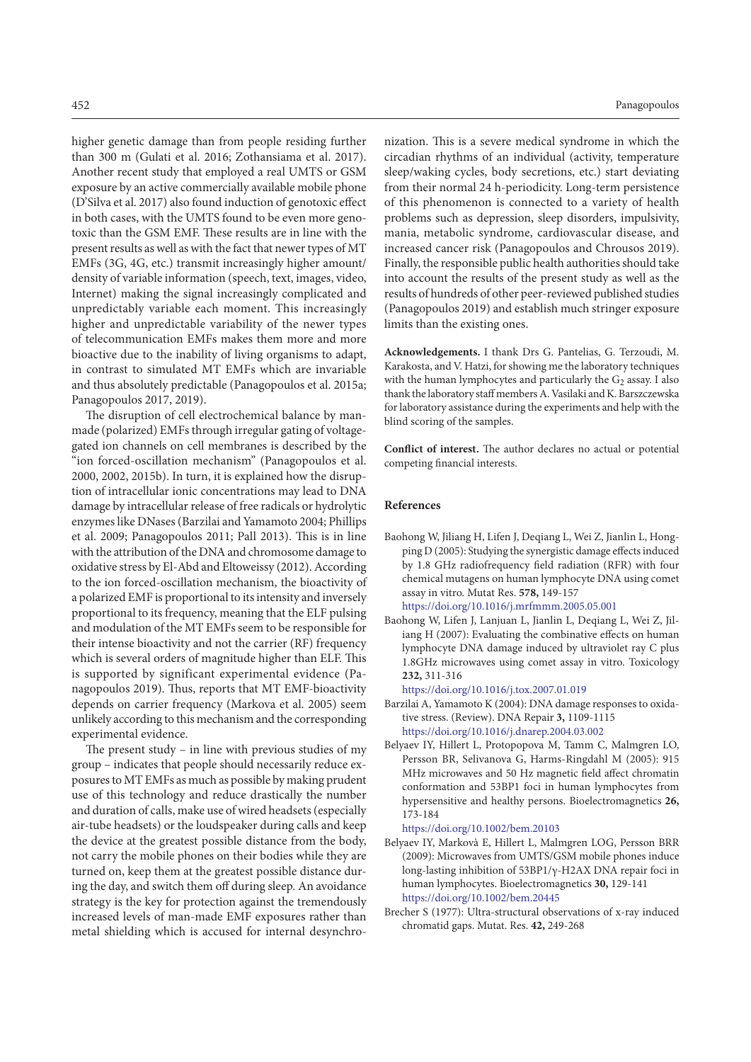higher genetic damage than from people residing further than 300 m (Gulati et al. 2016; Zothansiama et al. 2017). Another recent study that employed a real UMTS or GSM exposure by an active commercially available mobile phone (D'Silva et al. 2017) also found induction of genotoxic effect in both cases, with the UMTS found to be even more genotoxic than the GSM EMF. These results are in line with the present results as well as with the fact that newer types of MT EMFs (3G, 4G, etc.) transmit increasingly higher amount/density of variable information (speech, text, images, video, Internet) making the signal increasingly complicated and unpredictably variable each moment. This increasingly higher and unpredictable variability of the newer types of telecommunication EMFs makes them more and more bioactive due to the inability of living organisms to adapt, in contrast to simulated MT EMFs which are invariable and thus absolutely predictable (Panagopoulos et al. 2015a; Panagopoulos 2017, 2019).

The disruption of cell electrochemical balance by man-made (polarized) EMFs through irregular gating of voltage-gated ion channels on cell membranes is described by the "ion forced-oscillation mechanism" (Panagopoulos et al. 2000, 2002, 2015b). In turn, it is explained how the disruption of intracellular ionic concentrations may lead to DNA damage by intracellular release of free radicals or hydrolytic enzymes like DNases (Barzilai and Yamamoto 2004; Phillips et al. 2009; Panagopoulos 2011; Pall 2013). This is in line with the attribution of the DNA and chromosome damage to oxidative stress by El-Abd and Eltoweissy (2012). According to the ion forced-oscillation mechanism, the bioactivity of a polarized EMF is proportional to its intensity and inversely proportional to its frequency, meaning that the ELF pulsing and modulation of the MT EMFs seem to be responsible for their intense bioactivity and not the carrier (RF) frequency which is several orders of magnitude higher than ELF. This is supported by significant experimental evidence (Panagopoulos 2019). Thus, reports that MT EMF-bioactivity depends on carrier frequency (Markova et al. 2005) seem unlikely according to this mechanism and the corresponding experimental evidence.

The present study – in line with previous studies of my group – indicates that people should necessarily reduce exposures to MT EMFs as much as possible by making prudent use of this technology and reduce drastically the number and duration of calls, make use of wired headsets (especially air-tube headsets) or the loudspeaker during calls and keep the device at the greatest possible distance from the body, not carry the mobile phones on their bodies while they are turned on, keep them at the greatest possible distance during the day, and switch them off during sleep. An avoidance strategy is the key for protection against the tremendously increased levels of man-made EMF exposures rather than metal shielding which is accused for internal desynchronization. This is a severe medical syndrome in which the circadian rhythms of an individual (activity, temperature sleep/waking cycles, body secretions, etc.) start deviating from their normal 24 h-periodicity. Long-term persistence of this phenomenon is connected to a variety of health problems such as depression, sleep disorders, impulsivity, mania, metabolic syndrome, cardiovascular disease, and increased cancer risk (Panagopoulos and Chrousos 2019). Finally, the responsible public health authorities should take into account the results of the present study as well as the results of hundreds of other peer-reviewed published studies (Panagopoulos 2019) and establish much stringer exposure limits than the existing ones.

**Acknowledgements.** I thank Drs G. Pantelias, G. Terzoudi, M. Karakosta, and V. Hatzi, for showing me the laboratory techniques with the human lymphocytes and particularly the $G_2$ assay. I also thank the laboratory staff members A. Vasilaki and K. Barszczewska for laboratory assistance during the experiments and help with the blind scoring of the samples.

**Conflict of interest.** The author declares no actual or potential competing financial interests.

## References

Baohong W, Jiliang H, Lifen J, Deqiang L, Wei Z, Jianlin L, Hongping D (2005): Studying the synergistic damage effects induced by 1.8 GHz radiofrequency field radiation (RFR) with four chemical mutagens on human lymphocyte DNA using comet assay in vitro. Mutat Res. **578,** 149-157
https://doi.org/10.1016/j.mrfmmm.2005.05.001

Baohong W, Lifen J, Lanjuan L, Jianlin L, Deqiang L, Wei Z, Jiliang H (2007): Evaluating the combinative effects on human lymphocyte DNA damage induced by ultraviolet ray C plus 1.8GHz microwaves using comet assay in vitro. Toxicology **232,** 311-316
https://doi.org/10.1016/j.tox.2007.01.019

Barzilai A, Yamamoto K (2004): DNA damage responses to oxidative stress. (Review). DNA Repair **3,** 1109-1115
https://doi.org/10.1016/j.dnarep.2004.03.002

Belyaev IY, Hillert L, Protopopova M, Tamm C, Malmgren LO, Persson BR, Selivanova G, Harms-Ringdahl M (2005): 915 MHz microwaves and 50 Hz magnetic field affect chromatin conformation and 53BP1 foci in human lymphocytes from hypersensitive and healthy persons. Bioelectromagnetics **26,** 173-184
https://doi.org/10.1002/bem.20103

Belyaev IY, Markovà E, Hillert L, Malmgren LOG, Persson BRR (2009): Microwaves from UMTS/GSM mobile phones induce long-lasting inhibition of 53BP1/γ-H2AX DNA repair foci in human lymphocytes. Bioelectromagnetics **30,** 129-141
https://doi.org/10.1002/bem.20445

Brecher S (1977): Ultra-structural observations of x-ray induced chromatid gaps. Mutat. Res. **42,** 249-268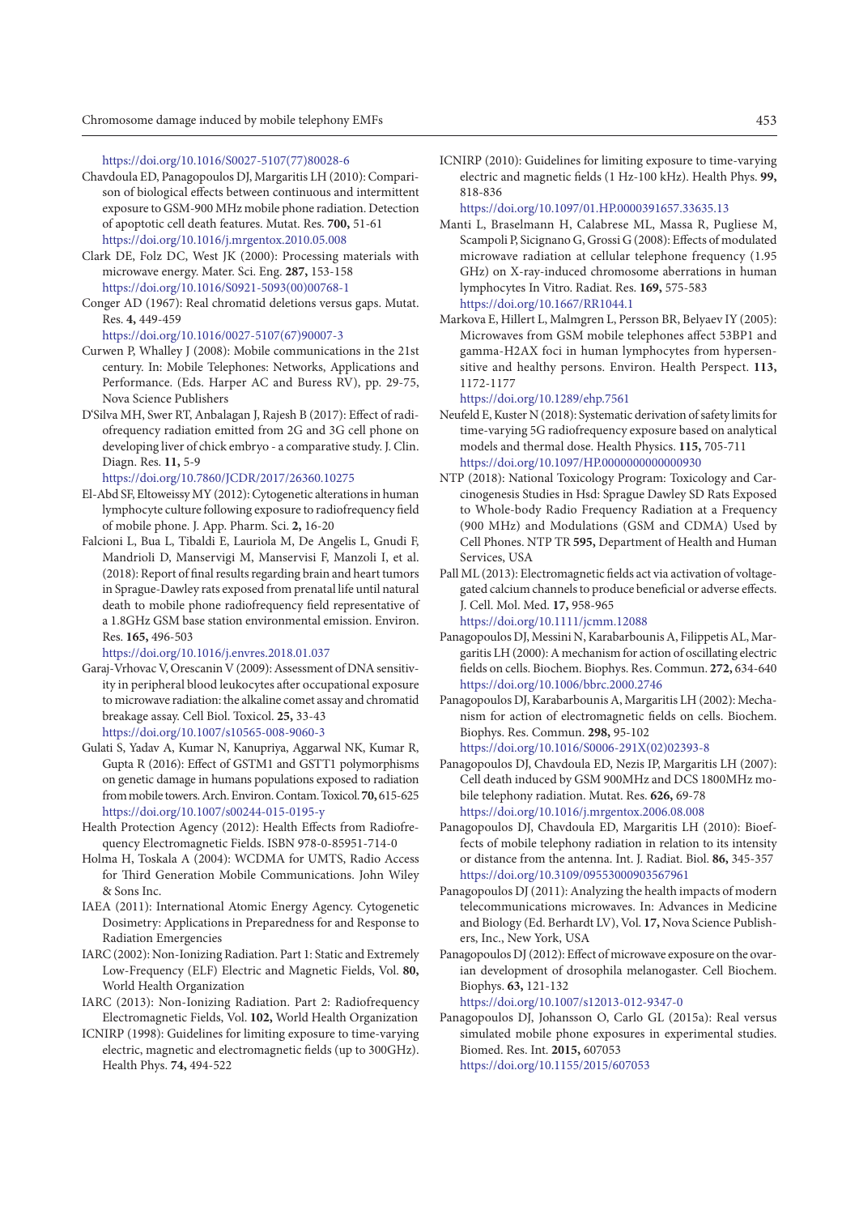https://doi.org/10.1016/S0027-5107(77)80028-6

Chavdoula ED, Panagopoulos DJ, Margaritis LH (2010): Comparison of biological effects between continuous and intermittent exposure to GSM-900 MHz mobile phone radiation. Detection of apoptotic cell death features. Mutat. Res. **700,** 51-61
https://doi.org/10.1016/j.mrgentox.2010.05.008

Clark DE, Folz DC, West JK (2000): Processing materials with microwave energy. Mater. Sci. Eng. **287,** 153-158
https://doi.org/10.1016/S0921-5093(00)00768-1

Conger AD (1967): Real chromatid deletions versus gaps. Mutat. Res. **4,** 449-459
https://doi.org/10.1016/0027-5107(67)90007-3

Curwen P, Whalley J (2008): Mobile communications in the 21st century. In: Mobile Telephones: Networks, Applications and Performance. (Eds. Harper AC and Buress RV), pp. 29-75, Nova Science Publishers

D'Silva MH, Swer RT, Anbalagan J, Rajesh B (2017): Effect of radiofrequency radiation emitted from 2G and 3G cell phone on developing liver of chick embryo - a comparative study. J. Clin. Diagn. Res. **11,** 5-9
https://doi.org/10.7860/JCDR/2017/26360.10275

El-Abd SF, Eltoweissy MY (2012): Cytogenetic alterations in human lymphocyte culture following exposure to radiofrequency field of mobile phone. J. App. Pharm. Sci. **2,** 16-20

Falcioni L, Bua L, Tibaldi E, Lauriola M, De Angelis L, Gnudi F, Mandrioli D, Manservigi M, Manservisi F, Manzoli I, et al. (2018): Report of final results regarding brain and heart tumors in Sprague-Dawley rats exposed from prenatal life until natural death to mobile phone radiofrequency field representative of a 1.8GHz GSM base station environmental emission. Environ. Res. **165,** 496-503
https://doi.org/10.1016/j.envres.2018.01.037

Garaj-Vrhovac V, Orescanin V (2009): Assessment of DNA sensitivity in peripheral blood leukocytes after occupational exposure to microwave radiation: the alkaline comet assay and chromatid breakage assay. Cell Biol. Toxicol. **25,** 33-43
https://doi.org/10.1007/s10565-008-9060-3

Gulati S, Yadav A, Kumar N, Kanupriya, Aggarwal NK, Kumar R, Gupta R (2016): Effect of GSTM1 and GSTT1 polymorphisms on genetic damage in humans populations exposed to radiation from mobile towers. Arch. Environ. Contam. Toxicol. **70,** 615-625
https://doi.org/10.1007/s00244-015-0195-y

Health Protection Agency (2012): Health Effects from Radiofrequency Electromagnetic Fields. ISBN 978-0-85951-714-0

Holma H, Toskala A (2004): WCDMA for UMTS, Radio Access for Third Generation Mobile Communications. John Wiley & Sons Inc.

IAEA (2011): International Atomic Energy Agency. Cytogenetic Dosimetry: Applications in Preparedness for and Response to Radiation Emergencies

IARC (2002): Non-Ionizing Radiation. Part 1: Static and Extremely Low-Frequency (ELF) Electric and Magnetic Fields, Vol. **80,** World Health Organization

IARC (2013): Non-Ionizing Radiation. Part 2: Radiofrequency Electromagnetic Fields, Vol. **102,** World Health Organization

ICNIRP (1998): Guidelines for limiting exposure to time-varying electric, magnetic and electromagnetic fields (up to 300GHz). Health Phys. **74,** 494-522

ICNIRP (2010): Guidelines for limiting exposure to time-varying electric and magnetic fields (1 Hz-100 kHz). Health Phys. **99,** 818-836
https://doi.org/10.1097/01.HP.0000391657.33635.13

Manti L, Braselmann H, Calabrese ML, Massa R, Pugliese M, Scampoli P, Sicignano G, Grossi G (2008): Effects of modulated microwave radiation at cellular telephone frequency (1.95 GHz) on X-ray-induced chromosome aberrations in human lymphocytes In Vitro. Radiat. Res. **169,** 575-583
https://doi.org/10.1667/RR1044.1

Markova E, Hillert L, Malmgren L, Persson BR, Belyaev IY (2005): Microwaves from GSM mobile telephones affect 53BP1 and gamma-H2AX foci in human lymphocytes from hypersensitive and healthy persons. Environ. Health Perspect. **113,** 1172-1177
https://doi.org/10.1289/ehp.7561

Neufeld E, Kuster N (2018): Systematic derivation of safety limits for time-varying 5G radiofrequency exposure based on analytical models and thermal dose. Health Physics. **115,** 705-711
https://doi.org/10.1097/HP.0000000000000930

NTP (2018): National Toxicology Program: Toxicology and Carcinogenesis Studies in Hsd: Sprague Dawley SD Rats Exposed to Whole-body Radio Frequency Radiation at a Frequency (900 MHz) and Modulations (GSM and CDMA) Used by Cell Phones. NTP TR **595,** Department of Health and Human Services, USA

Pall ML (2013): Electromagnetic fields act via activation of voltage-gated calcium channels to produce beneficial or adverse effects. J. Cell. Mol. Med. **17,** 958-965
https://doi.org/10.1111/jcmm.12088

Panagopoulos DJ, Messini N, Karabarbounis A, Filippetis AL, Margaritis LH (2000): A mechanism for action of oscillating electric fields on cells. Biochem. Biophys. Res. Commun. **272,** 634-640
https://doi.org/10.1006/bbrc.2000.2746

Panagopoulos DJ, Karabarbounis A, Margaritis LH (2002): Mechanism for action of electromagnetic fields on cells. Biochem. Biophys. Res. Commun. **298,** 95-102
https://doi.org/10.1016/S0006-291X(02)02393-8

Panagopoulos DJ, Chavdoula ED, Nezis IP, Margaritis LH (2007): Cell death induced by GSM 900MHz and DCS 1800MHz mobile telephony radiation. Mutat. Res. **626,** 69-78
https://doi.org/10.1016/j.mrgentox.2006.08.008

Panagopoulos DJ, Chavdoula ED, Margaritis LH (2010): Bioeffects of mobile telephony radiation in relation to its intensity or distance from the antenna. Int. J. Radiat. Biol. **86,** 345-357
https://doi.org/10.3109/09553000903567961

Panagopoulos DJ (2011): Analyzing the health impacts of modern telecommunications microwaves. In: Advances in Medicine and Biology (Ed. Berhardt LV), Vol. **17,** Nova Science Publishers, Inc., New York, USA

Panagopoulos DJ (2012): Effect of microwave exposure on the ovarian development of drosophila melanogaster. Cell Biochem. Biophys. **63,** 121-132
https://doi.org/10.1007/s12013-012-9347-0

Panagopoulos DJ, Johansson O, Carlo GL (2015a): Real versus simulated mobile phone exposures in experimental studies. Biomed. Res. Int. **2015,** 607053
https://doi.org/10.1155/2015/607053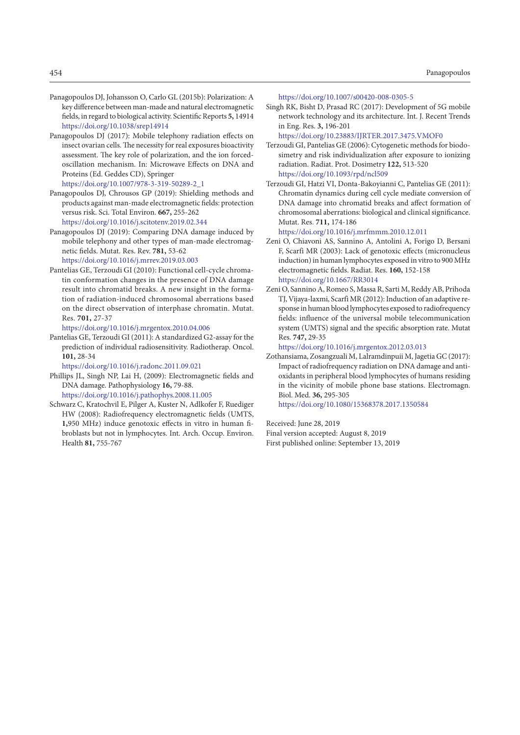Panagopoulos DJ, Johansson O, Carlo GL (2015b): Polarization: A key difference between man-made and natural electromagnetic fields, in regard to biological activity. Scientific Reports **5,** 14914
https://doi.org/10.1038/srep14914

Panagopoulos DJ (2017): Mobile telephony radiation effects on insect ovarian cells. The necessity for real exposures bioactivity assessment. The key role of polarization, and the ion forced-oscillation mechanism. In: Microwave Effects on DNA and Proteins (Ed. Geddes CD), Springer
https://doi.org/10.1007/978-3-319-50289-2_1

Panagopoulos DJ, Chrousos GP (2019): Shielding methods and products against man-made electromagnetic fields: protection versus risk. Sci. Total Environ. **667,** 255-262
https://doi.org/10.1016/j.scitotenv.2019.02.344

Panagopoulos DJ (2019): Comparing DNA damage induced by mobile telephony and other types of man-made electromagnetic fields. Mutat. Res. Rev. **781,** 53-62
https://doi.org/10.1016/j.mrrev.2019.03.003

Pantelias GE, Terzoudi GI (2010): Functional cell-cycle chromatin conformation changes in the presence of DNA damage result into chromatid breaks. A new insight in the formation of radiation-induced chromosomal aberrations based on the direct observation of interphase chromatin. Mutat. Res. **701,** 27-37
https://doi.org/10.1016/j.mrgentox.2010.04.006

Pantelias GE, Terzoudi GI (2011): A standardized G2-assay for the prediction of individual radiosensitivity. Radiotherap. Oncol. **101,** 28-34
https://doi.org/10.1016/j.radonc.2011.09.021

Phillips JL, Singh NP, Lai H, (2009): Electromagnetic fields and DNA damage. Pathophysiology **16,** 79-88.
https://doi.org/10.1016/j.pathophys.2008.11.005

Schwarz C, Kratochvil E, Pilger A, Kuster N, Adlkofer F, Ruediger HW (2008): Radiofrequency electromagnetic fields (UMTS, **1,**950 MHz) induce genotoxic effects in vitro in human fibroblasts but not in lymphocytes. Int. Arch. Occup. Environ. Health **81,** 755-767
https://doi.org/10.1007/s00420-008-0305-5

Singh RK, Bisht D, Prasad RC (2017): Development of 5G mobile network technology and its architecture. Int. J. Recent Trends in Eng. Res. **3,** 196-201
https://doi.org/10.23883/IJRTER.2017.3475.VMOF0

Terzoudi GI, Pantelias GE (2006): Cytogenetic methods for biodosimetry and risk individualization after exposure to ionizing radiation. Radiat. Prot. Dosimetry **122,** 513-520
https://doi.org/10.1093/rpd/ncl509

Terzoudi GI, Hatzi VI, Donta-Bakoyianni C, Pantelias GE (2011): Chromatin dynamics during cell cycle mediate conversion of DNA damage into chromatid breaks and affect formation of chromosomal aberrations: biological and clinical significance. Mutat. Res. **711,** 174-186
https://doi.org/10.1016/j.mrfmmm.2010.12.011

Zeni O, Chiavoni AS, Sannino A, Antolini A, Forigo D, Bersani F, Scarfì MR (2003): Lack of genotoxic effects (micronucleus induction) in human lymphocytes exposed in vitro to 900 MHz electromagnetic fields. Radiat. Res. **160,** 152-158
https://doi.org/10.1667/RR3014

Zeni O, Sannino A, Romeo S, Massa R, Sarti M, Reddy AB, Prihoda TJ, Vijaya-laxmi, Scarfì MR (2012): Induction of an adaptive response in human blood lymphocytes exposed to radiofrequency fields: influence of the universal mobile telecommunication system (UMTS) signal and the specific absorption rate. Mutat Res. **747,** 29-35
https://doi.org/10.1016/j.mrgentox.2012.03.013

Zothansiama, Zosangzuali M, Lalramdinpuii M, Jagetia GC (2017): Impact of radiofrequency radiation on DNA damage and antioxidants in peripheral blood lymphocytes of humans residing in the vicinity of mobile phone base stations. Electromagn. Biol. Med. **36,** 295-305
https://doi.org/10.1080/15368378.2017.1350584

Received: June 28, 2019
Final version accepted: August 8, 2019
First published online: September 13, 2019